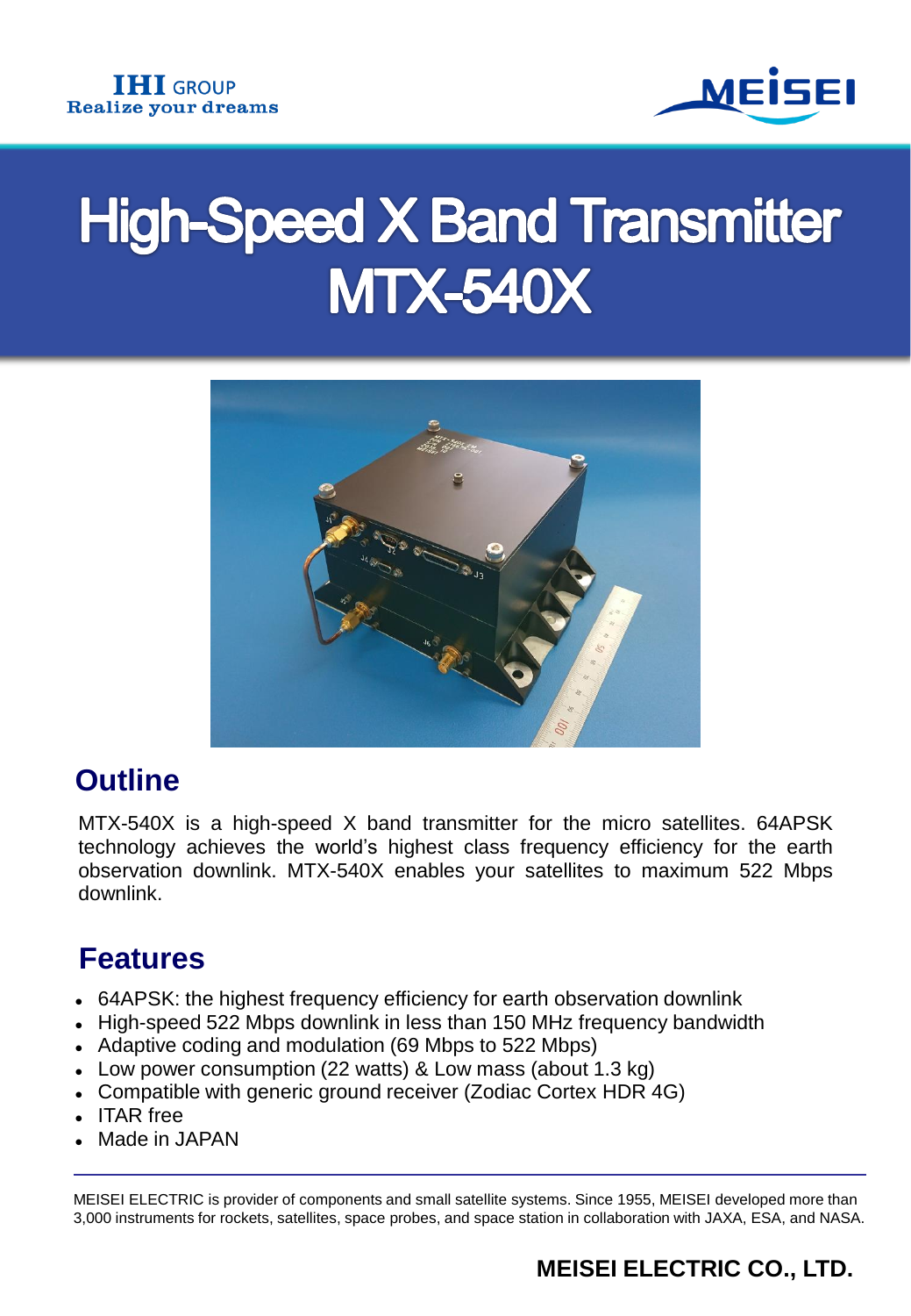IHI GROUP
Realize your dreams

MEISEI

# High-Speed X Band Transmitter MTX-540X

## Outline

MTX-540X is a high-speed X band transmitter for the micro satellites. 64APSK technology achieves the world's highest class frequency efficiency for the earth observation downlink. MTX-540X enables your satellites to maximum 522 Mbps downlink.

## Features

- 64APSK: the highest frequency efficiency for earth observation downlink
- High-speed 522 Mbps downlink in less than 150 MHz frequency bandwidth
- Adaptive coding and modulation (69 Mbps to 522 Mbps)
- Low power consumption (22 watts) & Low mass (about 1.3 kg)
- Compatible with generic ground receiver (Zodiac Cortex HDR 4G)
- ITAR free
- Made in JAPAN

---

MEISEI ELECTRIC is provider of components and small satellite systems. Since 1955, MEISEI developed more than 3,000 instruments for rockets, satellites, space probes, and space station in collaboration with JAXA, ESA, and NASA.

**MEISEI ELECTRIC CO., LTD.**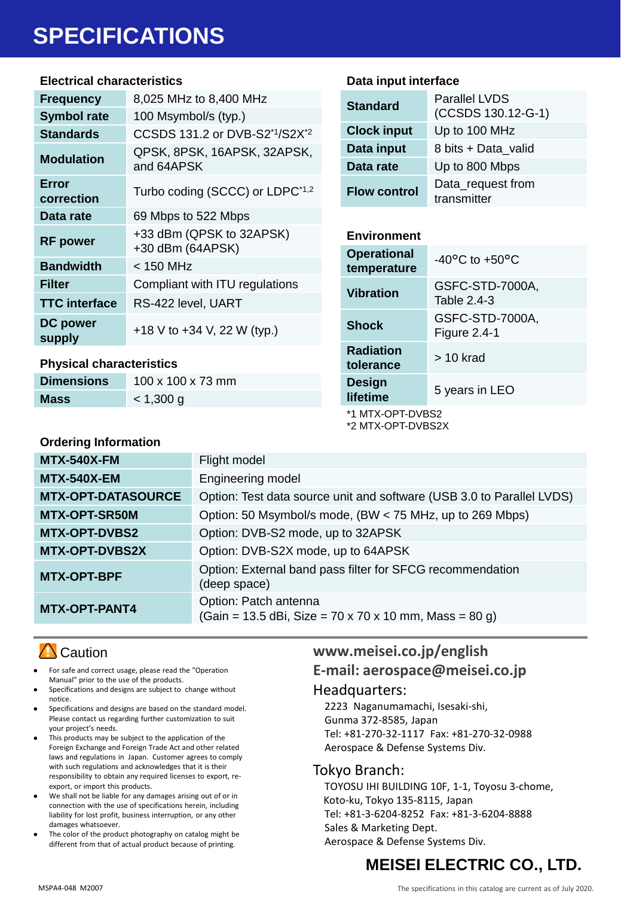# SPECIFICATIONS

### Electrical characteristics

| | |
|---|---|
| **Frequency** | 8,025 MHz to 8,400 MHz |
| **Symbol rate** | 100 Msymbol/s (typ.) |
| **Standards** | CCSDS 131.2 or DVB-S2[*1]/S2X[*2] |
| **Modulation** | QPSK, 8PSK, 16APSK, 32APSK, and 64APSK |
| **Error correction** | Turbo coding (SCCC) or LDPC[*1,2] |
| **Data rate** | 69 Mbps to 522 Mbps |
| **RF power** | +33 dBm (QPSK to 32APSK) +30 dBm (64APSK) |
| **Bandwidth** | < 150 MHz |
| **Filter** | Compliant with ITU regulations |
| **TTC interface** | RS-422 level, UART |
| **DC power supply** | +18 V to +34 V, 22 W (typ.) |

### Physical characteristics

| | |
|---|---|
| **Dimensions** | 100 x 100 x 73 mm |
| **Mass** | < 1,300 g |

### Data input interface

| | |
|---|---|
| **Standard** | Parallel LVDS (CCSDS 130.12-G-1) |
| **Clock input** | Up to 100 MHz |
| **Data input** | 8 bits + Data_valid |
| **Data rate** | Up to 800 Mbps |
| **Flow control** | Data_request from transmitter |

### Environment

| | |
|---|---|
| **Operational temperature** | -40°C to +50°C |
| **Vibration** | GSFC-STD-7000A, Table 2.4-3 |
| **Shock** | GSFC-STD-7000A, Figure 2.4-1 |
| **Radiation tolerance** | > 10 krad |
| **Design lifetime** | 5 years in LEO |

*1 MTX-OPT-DVBS2
*2 MTX-OPT-DVBS2X

### Ordering Information

| | |
|---|---|
| **MTX-540X-FM** | Flight model |
| **MTX-540X-EM** | Engineering model |
| **MTX-OPT-DATASOURCE** | Option: Test data source unit and software (USB 3.0 to Parallel LVDS) |
| **MTX-OPT-SR50M** | Option: 50 Msymbol/s mode, (BW < 75 MHz, up to 269 Mbps) |
| **MTX-OPT-DVBS2** | Option: DVB-S2 mode, up to 32APSK |
| **MTX-OPT-DVBS2X** | Option: DVB-S2X mode, up to 64APSK |
| **MTX-OPT-BPF** | Option: External band pass filter for SFCG recommendation (deep space) |
| **MTX-OPT-PANT4** | Option: Patch antenna (Gain = 13.5 dBi, Size = 70 x 70 x 10 mm, Mass = 80 g) |

### ⚠ Caution

- For safe and correct usage, please read the "Operation Manual" prior to the use of the products.
- Specifications and designs are subject to change without notice.
- Specifications and designs are based on the standard model. Please contact us regarding further customization to suit your project's needs.
- This products may be subject to the application of the Foreign Exchange and Foreign Trade Act and other related laws and regulations in Japan. Customer agrees to comply with such regulations and acknowledges that it is their responsibility to obtain any required licenses to export, re-export, or import this products.
- We shall not be liable for any damages arising out of or in connection with the use of specifications herein, including liability for lost profit, business interruption, or any other damages whatsoever.
- The color of the product photography on catalog might be different from that of actual product because of printing.

**www.meisei.co.jp/english**
**E-mail: aerospace@meisei.co.jp**

Headquarters:
2223 Naganumamachi, Isesaki-shi,
Gunma 372-8585, Japan
Tel: +81-270-32-1117 Fax: +81-270-32-0988
Aerospace & Defense Systems Div.

Tokyo Branch:
TOYOSU IHI BUILDING 10F, 1-1, Toyosu 3-chome,
Koto-ku, Tokyo 135-8115, Japan
Tel: +81-3-6204-8252 Fax: +81-3-6204-8888
Sales & Marketing Dept.
Aerospace & Defense Systems Div.

**MEISEI ELECTRIC CO., LTD.**

MSPA4-048 M2007

The specifications in this catalog are current as of July 2020.